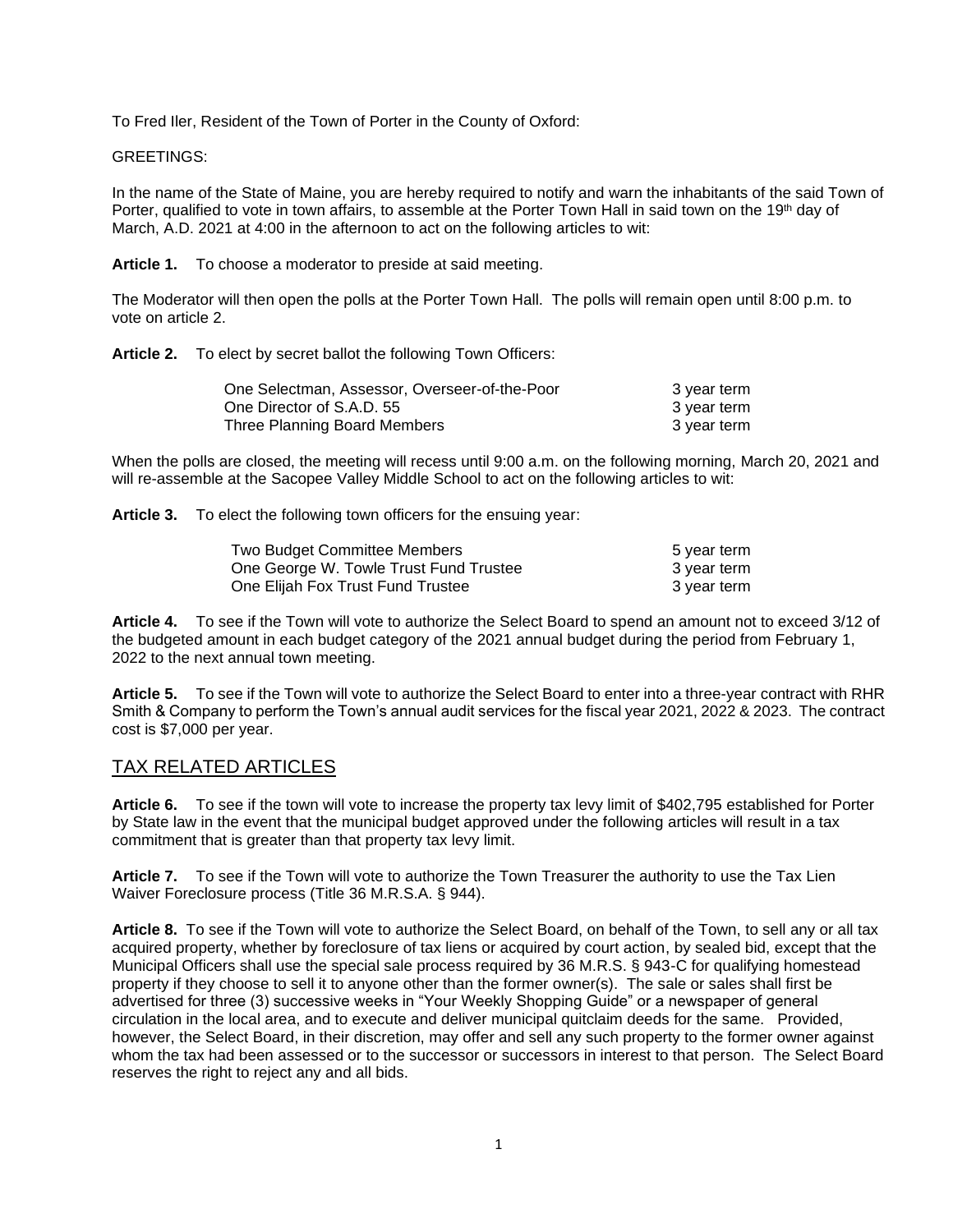To Fred Iler, Resident of the Town of Porter in the County of Oxford:

GREETINGS:

In the name of the State of Maine, you are hereby required to notify and warn the inhabitants of the said Town of Porter, qualified to vote in town affairs, to assemble at the Porter Town Hall in said town on the 19th day of March, A.D. 2021 at 4:00 in the afternoon to act on the following articles to wit:

**Article 1.** To choose a moderator to preside at said meeting.

The Moderator will then open the polls at the Porter Town Hall. The polls will remain open until 8:00 p.m. to vote on article 2.

**Article 2.** To elect by secret ballot the following Town Officers:

| | |
|---|---|
| One Selectman, Assessor, Overseer-of-the-Poor | 3 year term |
| One Director of S.A.D. 55 | 3 year term |
| Three Planning Board Members | 3 year term |

When the polls are closed, the meeting will recess until 9:00 a.m. on the following morning, March 20, 2021 and will re-assemble at the Sacopee Valley Middle School to act on the following articles to wit:

**Article 3.** To elect the following town officers for the ensuing year:

| | |
|---|---|
| Two Budget Committee Members | 5 year term |
| One George W. Towle Trust Fund Trustee | 3 year term |
| One Elijah Fox Trust Fund Trustee | 3 year term |

**Article 4.** To see if the Town will vote to authorize the Select Board to spend an amount not to exceed 3/12 of the budgeted amount in each budget category of the 2021 annual budget during the period from February 1, 2022 to the next annual town meeting.

**Article 5.** To see if the Town will vote to authorize the Select Board to enter into a three-year contract with RHR Smith & Company to perform the Town's annual audit services for the fiscal year 2021, 2022 & 2023. The contract cost is $7,000 per year.

## TAX RELATED ARTICLES

**Article 6.** To see if the town will vote to increase the property tax levy limit of $402,795 established for Porter by State law in the event that the municipal budget approved under the following articles will result in a tax commitment that is greater than that property tax levy limit.

**Article 7.** To see if the Town will vote to authorize the Town Treasurer the authority to use the Tax Lien Waiver Foreclosure process (Title 36 M.R.S.A. § 944).

**Article 8.** To see if the Town will vote to authorize the Select Board, on behalf of the Town, to sell any or all tax acquired property, whether by foreclosure of tax liens or acquired by court action, by sealed bid, except that the Municipal Officers shall use the special sale process required by 36 M.R.S. § 943-C for qualifying homestead property if they choose to sell it to anyone other than the former owner(s). The sale or sales shall first be advertised for three (3) successive weeks in "Your Weekly Shopping Guide" or a newspaper of general circulation in the local area, and to execute and deliver municipal quitclaim deeds for the same. Provided, however, the Select Board, in their discretion, may offer and sell any such property to the former owner against whom the tax had been assessed or to the successor or successors in interest to that person. The Select Board reserves the right to reject any and all bids.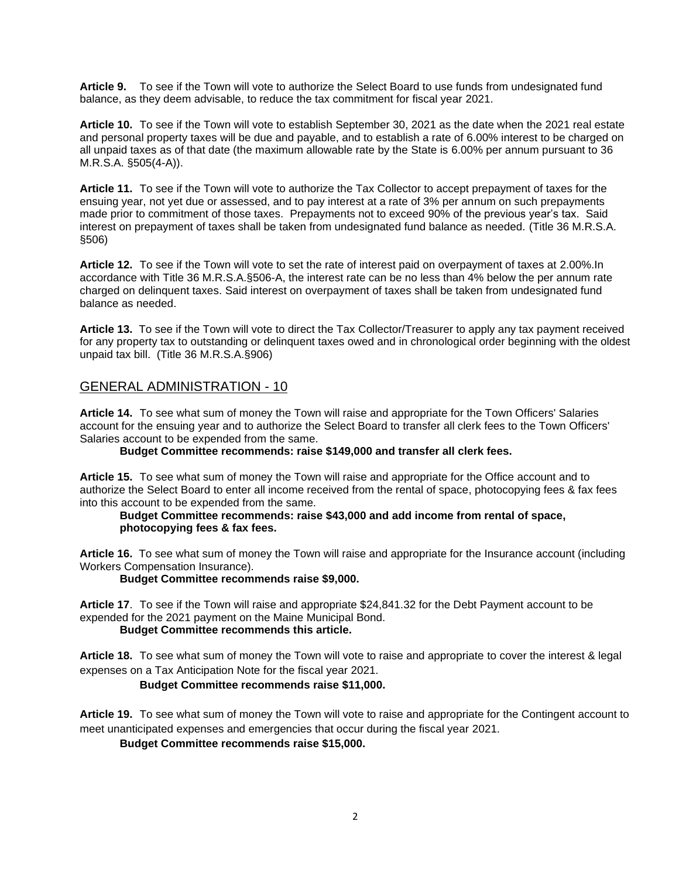**Article 9.** To see if the Town will vote to authorize the Select Board to use funds from undesignated fund balance, as they deem advisable, to reduce the tax commitment for fiscal year 2021.

**Article 10.** To see if the Town will vote to establish September 30, 2021 as the date when the 2021 real estate and personal property taxes will be due and payable, and to establish a rate of 6.00% interest to be charged on all unpaid taxes as of that date (the maximum allowable rate by the State is 6.00% per annum pursuant to 36 M.R.S.A. §505(4-A)).

**Article 11.** To see if the Town will vote to authorize the Tax Collector to accept prepayment of taxes for the ensuing year, not yet due or assessed, and to pay interest at a rate of 3% per annum on such prepayments made prior to commitment of those taxes. Prepayments not to exceed 90% of the previous year's tax. Said interest on prepayment of taxes shall be taken from undesignated fund balance as needed. (Title 36 M.R.S.A. §506)

**Article 12.** To see if the Town will vote to set the rate of interest paid on overpayment of taxes at 2.00%.In accordance with Title 36 M.R.S.A.§506-A, the interest rate can be no less than 4% below the per annum rate charged on delinquent taxes. Said interest on overpayment of taxes shall be taken from undesignated fund balance as needed.

**Article 13.** To see if the Town will vote to direct the Tax Collector/Treasurer to apply any tax payment received for any property tax to outstanding or delinquent taxes owed and in chronological order beginning with the oldest unpaid tax bill. (Title 36 M.R.S.A.§906)

## GENERAL ADMINISTRATION - 10

**Article 14.** To see what sum of money the Town will raise and appropriate for the Town Officers' Salaries account for the ensuing year and to authorize the Select Board to transfer all clerk fees to the Town Officers' Salaries account to be expended from the same.

**Budget Committee recommends: raise $149,000 and transfer all clerk fees.**

**Article 15.** To see what sum of money the Town will raise and appropriate for the Office account and to authorize the Select Board to enter all income received from the rental of space, photocopying fees & fax fees into this account to be expended from the same.

**Budget Committee recommends: raise $43,000 and add income from rental of space, photocopying fees & fax fees.**

**Article 16.** To see what sum of money the Town will raise and appropriate for the Insurance account (including Workers Compensation Insurance).

**Budget Committee recommends raise $9,000.**

**Article 17**. To see if the Town will raise and appropriate $24,841.32 for the Debt Payment account to be expended for the 2021 payment on the Maine Municipal Bond.

**Budget Committee recommends this article.**

**Article 18.** To see what sum of money the Town will vote to raise and appropriate to cover the interest & legal expenses on a Tax Anticipation Note for the fiscal year 2021.

**Budget Committee recommends raise $11,000.**

**Article 19.** To see what sum of money the Town will vote to raise and appropriate for the Contingent account to meet unanticipated expenses and emergencies that occur during the fiscal year 2021.

**Budget Committee recommends raise $15,000.**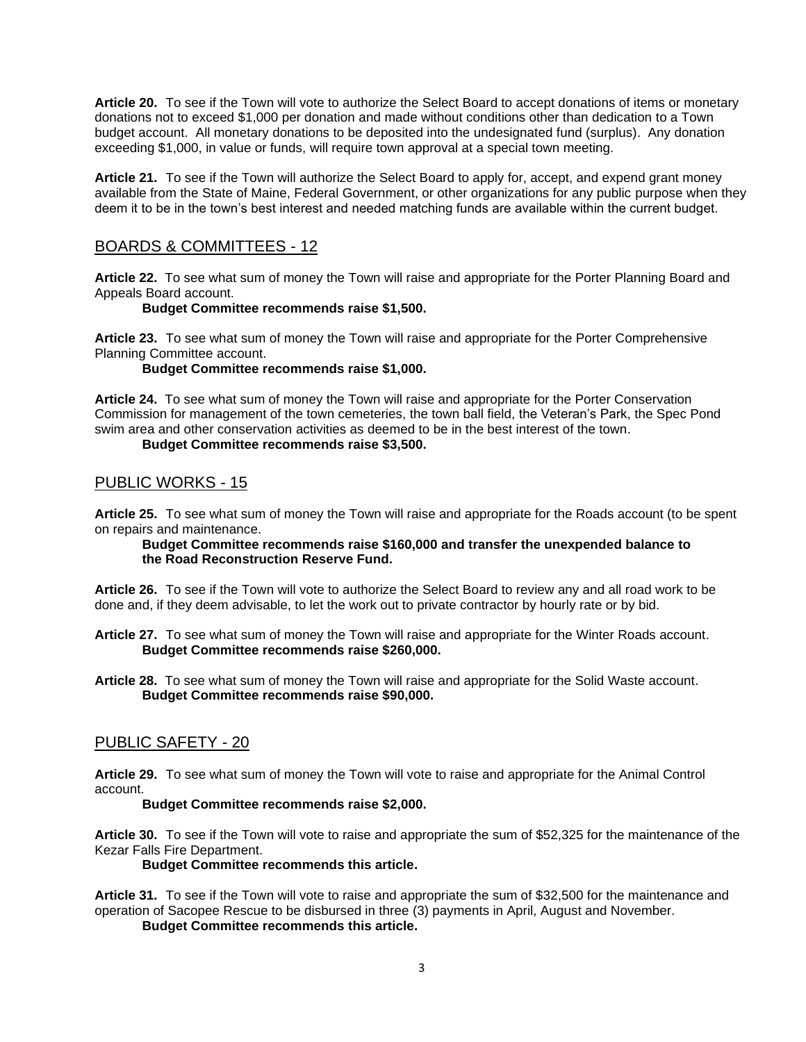**Article 20.** To see if the Town will vote to authorize the Select Board to accept donations of items or monetary donations not to exceed $1,000 per donation and made without conditions other than dedication to a Town budget account. All monetary donations to be deposited into the undesignated fund (surplus). Any donation exceeding $1,000, in value or funds, will require town approval at a special town meeting.

**Article 21.** To see if the Town will authorize the Select Board to apply for, accept, and expend grant money available from the State of Maine, Federal Government, or other organizations for any public purpose when they deem it to be in the town's best interest and needed matching funds are available within the current budget.

## BOARDS & COMMITTEES - 12

**Article 22.** To see what sum of money the Town will raise and appropriate for the Porter Planning Board and Appeals Board account.

**Budget Committee recommends raise $1,500.**

**Article 23.** To see what sum of money the Town will raise and appropriate for the Porter Comprehensive Planning Committee account.

**Budget Committee recommends raise $1,000.**

**Article 24.** To see what sum of money the Town will raise and appropriate for the Porter Conservation Commission for management of the town cemeteries, the town ball field, the Veteran's Park, the Spec Pond swim area and other conservation activities as deemed to be in the best interest of the town.

**Budget Committee recommends raise $3,500.**

## PUBLIC WORKS - 15

**Article 25.** To see what sum of money the Town will raise and appropriate for the Roads account (to be spent on repairs and maintenance.

**Budget Committee recommends raise $160,000 and transfer the unexpended balance to the Road Reconstruction Reserve Fund.**

**Article 26.** To see if the Town will vote to authorize the Select Board to review any and all road work to be done and, if they deem advisable, to let the work out to private contractor by hourly rate or by bid.

**Article 27.** To see what sum of money the Town will raise and appropriate for the Winter Roads account.

**Budget Committee recommends raise $260,000.**

**Article 28.** To see what sum of money the Town will raise and appropriate for the Solid Waste account.

**Budget Committee recommends raise $90,000.**

## PUBLIC SAFETY - 20

**Article 29.** To see what sum of money the Town will vote to raise and appropriate for the Animal Control account.

**Budget Committee recommends raise $2,000.**

**Article 30.** To see if the Town will vote to raise and appropriate the sum of $52,325 for the maintenance of the Kezar Falls Fire Department.

**Budget Committee recommends this article.**

**Article 31.** To see if the Town will vote to raise and appropriate the sum of $32,500 for the maintenance and operation of Sacopee Rescue to be disbursed in three (3) payments in April, August and November.

**Budget Committee recommends this article.**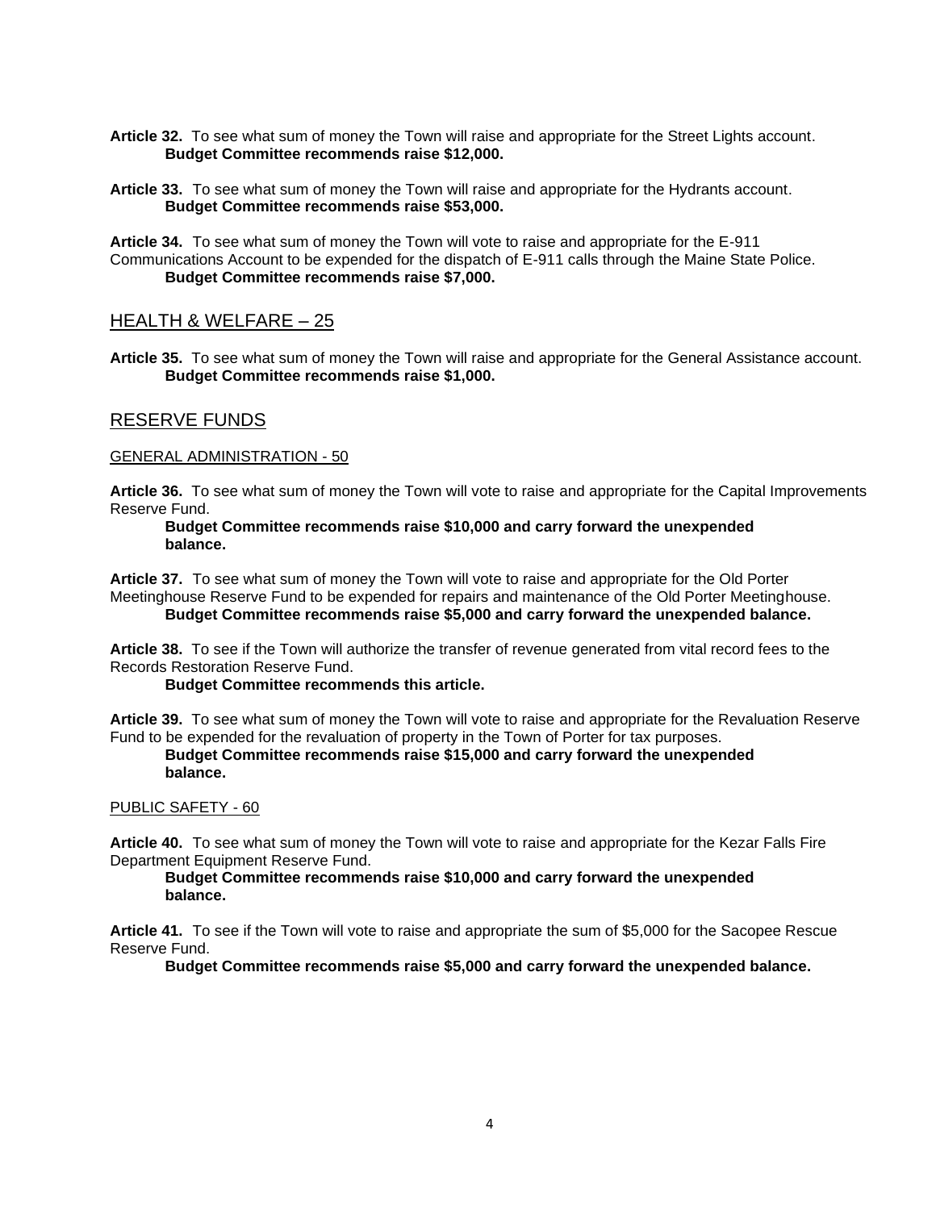**Article 32.** To see what sum of money the Town will raise and appropriate for the Street Lights account.
**Budget Committee recommends raise $12,000.**

**Article 33.** To see what sum of money the Town will raise and appropriate for the Hydrants account.
**Budget Committee recommends raise $53,000.**

**Article 34.** To see what sum of money the Town will vote to raise and appropriate for the E-911 Communications Account to be expended for the dispatch of E-911 calls through the Maine State Police.
**Budget Committee recommends raise $7,000.**

## HEALTH & WELFARE – 25

**Article 35.** To see what sum of money the Town will raise and appropriate for the General Assistance account.
**Budget Committee recommends raise $1,000.**

## RESERVE FUNDS

### GENERAL ADMINISTRATION - 50

**Article 36.** To see what sum of money the Town will vote to raise and appropriate for the Capital Improvements Reserve Fund.
**Budget Committee recommends raise $10,000 and carry forward the unexpended balance.**

**Article 37.** To see what sum of money the Town will vote to raise and appropriate for the Old Porter Meetinghouse Reserve Fund to be expended for repairs and maintenance of the Old Porter Meetinghouse.
**Budget Committee recommends raise $5,000 and carry forward the unexpended balance.**

**Article 38.** To see if the Town will authorize the transfer of revenue generated from vital record fees to the Records Restoration Reserve Fund.
**Budget Committee recommends this article.**

**Article 39.** To see what sum of money the Town will vote to raise and appropriate for the Revaluation Reserve Fund to be expended for the revaluation of property in the Town of Porter for tax purposes.
**Budget Committee recommends raise $15,000 and carry forward the unexpended balance.**

### PUBLIC SAFETY - 60

**Article 40.** To see what sum of money the Town will vote to raise and appropriate for the Kezar Falls Fire Department Equipment Reserve Fund.
**Budget Committee recommends raise $10,000 and carry forward the unexpended balance.**

**Article 41.** To see if the Town will vote to raise and appropriate the sum of $5,000 for the Sacopee Rescue Reserve Fund.
**Budget Committee recommends raise $5,000 and carry forward the unexpended balance.**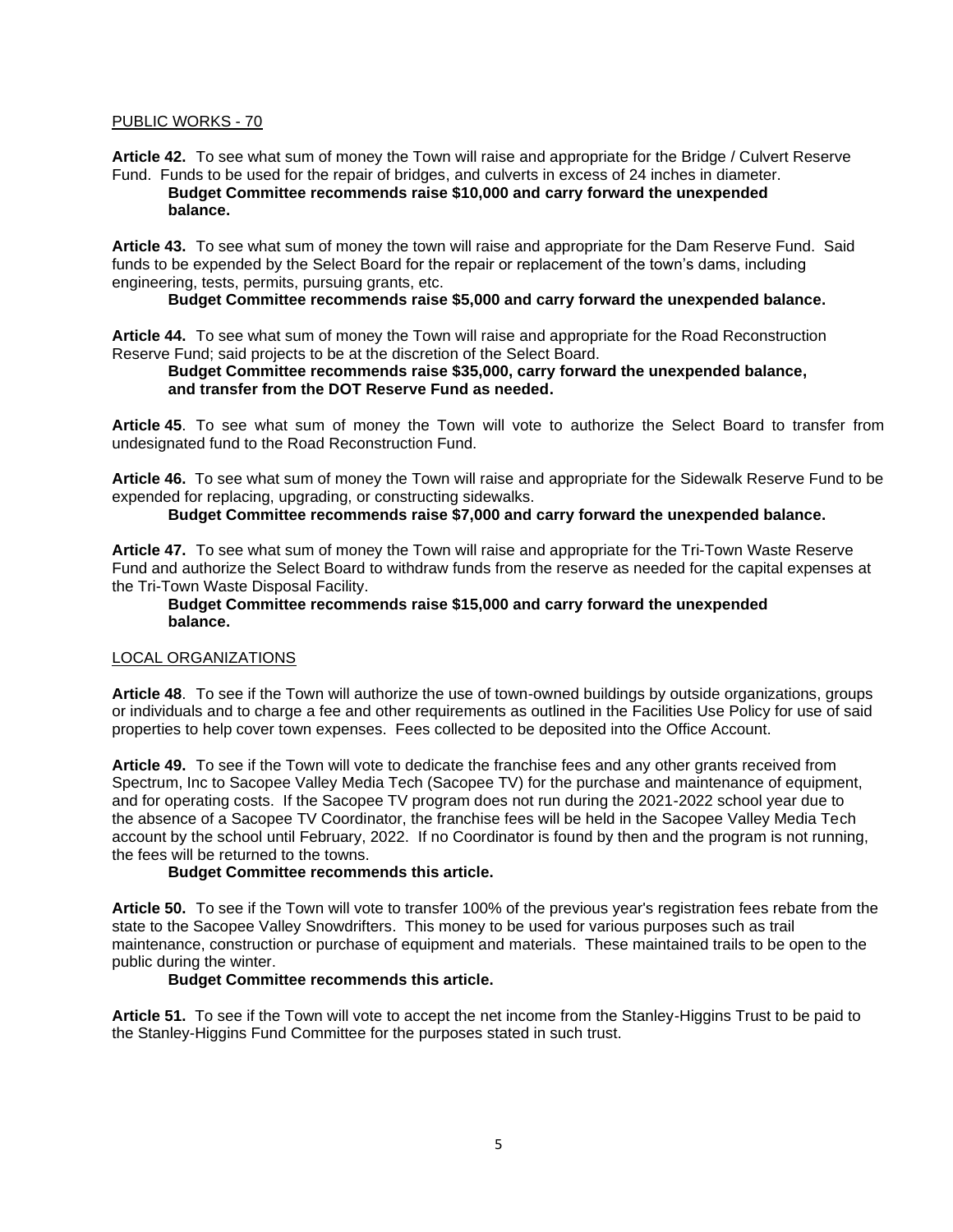PUBLIC WORKS - 70

**Article 42.** To see what sum of money the Town will raise and appropriate for the Bridge / Culvert Reserve Fund. Funds to be used for the repair of bridges, and culverts in excess of 24 inches in diameter.

**Budget Committee recommends raise $10,000 and carry forward the unexpended balance.**

**Article 43.** To see what sum of money the town will raise and appropriate for the Dam Reserve Fund. Said funds to be expended by the Select Board for the repair or replacement of the town's dams, including engineering, tests, permits, pursuing grants, etc.

**Budget Committee recommends raise $5,000 and carry forward the unexpended balance.**

**Article 44.** To see what sum of money the Town will raise and appropriate for the Road Reconstruction Reserve Fund; said projects to be at the discretion of the Select Board.

**Budget Committee recommends raise $35,000, carry forward the unexpended balance, and transfer from the DOT Reserve Fund as needed.**

**Article 45**. To see what sum of money the Town will vote to authorize the Select Board to transfer from undesignated fund to the Road Reconstruction Fund.

**Article 46.** To see what sum of money the Town will raise and appropriate for the Sidewalk Reserve Fund to be expended for replacing, upgrading, or constructing sidewalks.

**Budget Committee recommends raise $7,000 and carry forward the unexpended balance.**

**Article 47.** To see what sum of money the Town will raise and appropriate for the Tri-Town Waste Reserve Fund and authorize the Select Board to withdraw funds from the reserve as needed for the capital expenses at the Tri-Town Waste Disposal Facility.

**Budget Committee recommends raise $15,000 and carry forward the unexpended balance.**

LOCAL ORGANIZATIONS

**Article 48**. To see if the Town will authorize the use of town-owned buildings by outside organizations, groups or individuals and to charge a fee and other requirements as outlined in the Facilities Use Policy for use of said properties to help cover town expenses. Fees collected to be deposited into the Office Account.

**Article 49.** To see if the Town will vote to dedicate the franchise fees and any other grants received from Spectrum, Inc to Sacopee Valley Media Tech (Sacopee TV) for the purchase and maintenance of equipment, and for operating costs. If the Sacopee TV program does not run during the 2021-2022 school year due to the absence of a Sacopee TV Coordinator, the franchise fees will be held in the Sacopee Valley Media Tech account by the school until February, 2022. If no Coordinator is found by then and the program is not running, the fees will be returned to the towns.

**Budget Committee recommends this article.**

**Article 50.** To see if the Town will vote to transfer 100% of the previous year's registration fees rebate from the state to the Sacopee Valley Snowdrifters. This money to be used for various purposes such as trail maintenance, construction or purchase of equipment and materials. These maintained trails to be open to the public during the winter.

**Budget Committee recommends this article.**

**Article 51.** To see if the Town will vote to accept the net income from the Stanley-Higgins Trust to be paid to the Stanley-Higgins Fund Committee for the purposes stated in such trust.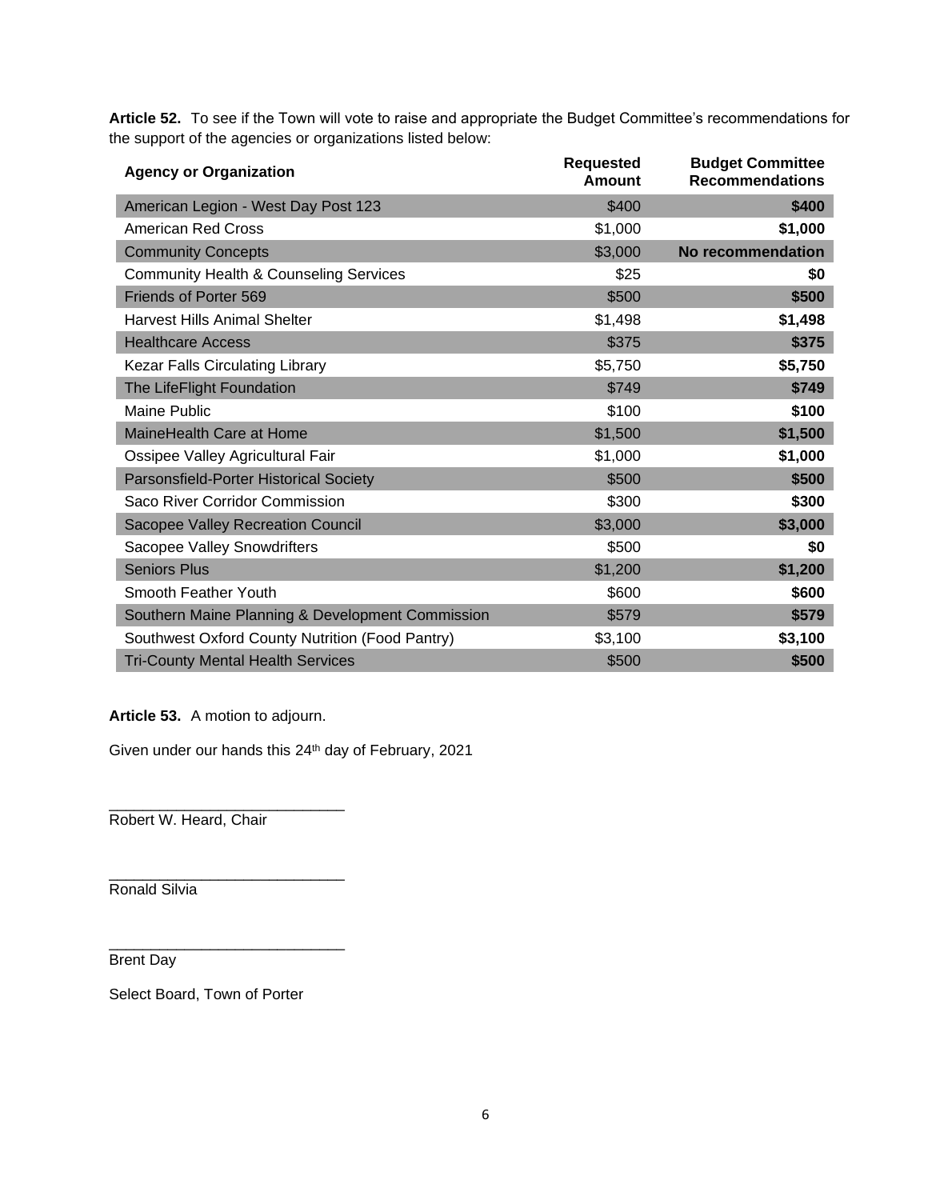**Article 52.** To see if the Town will vote to raise and appropriate the Budget Committee's recommendations for the support of the agencies or organizations listed below:

| Agency or Organization | Requested Amount | Budget Committee Recommendations |
|---|---|---|
| American Legion - West Day Post 123 | $400 | **$400** |
| American Red Cross | $1,000 | **$1,000** |
| Community Concepts | $3,000 | **No recommendation** |
| Community Health & Counseling Services | $25 | **$0** |
| Friends of Porter 569 | $500 | **$500** |
| Harvest Hills Animal Shelter | $1,498 | **$1,498** |
| Healthcare Access | $375 | **$375** |
| Kezar Falls Circulating Library | $5,750 | **$5,750** |
| The LifeFlight Foundation | $749 | **$749** |
| Maine Public | $100 | **$100** |
| MaineHealth Care at Home | $1,500 | **$1,500** |
| Ossipee Valley Agricultural Fair | $1,000 | **$1,000** |
| Parsonsfield-Porter Historical Society | $500 | **$500** |
| Saco River Corridor Commission | $300 | **$300** |
| Sacopee Valley Recreation Council | $3,000 | **$3,000** |
| Sacopee Valley Snowdrifters | $500 | **$0** |
| Seniors Plus | $1,200 | **$1,200** |
| Smooth Feather Youth | $600 | **$600** |
| Southern Maine Planning & Development Commission | $579 | **$579** |
| Southwest Oxford County Nutrition (Food Pantry) | $3,100 | **$3,100** |
| Tri-County Mental Health Services | $500 | **$500** |

**Article 53.** A motion to adjourn.

Given under our hands this 24th day of February, 2021

\_\_\_\_\_\_\_\_\_\_\_\_\_\_\_\_\_\_\_\_\_\_\_\_\_\_\_\_
Robert W. Heard, Chair

\_\_\_\_\_\_\_\_\_\_\_\_\_\_\_\_\_\_\_\_\_\_\_\_\_\_\_\_
Ronald Silvia

\_\_\_\_\_\_\_\_\_\_\_\_\_\_\_\_\_\_\_\_\_\_\_\_\_\_\_\_
Brent Day

Select Board, Town of Porter